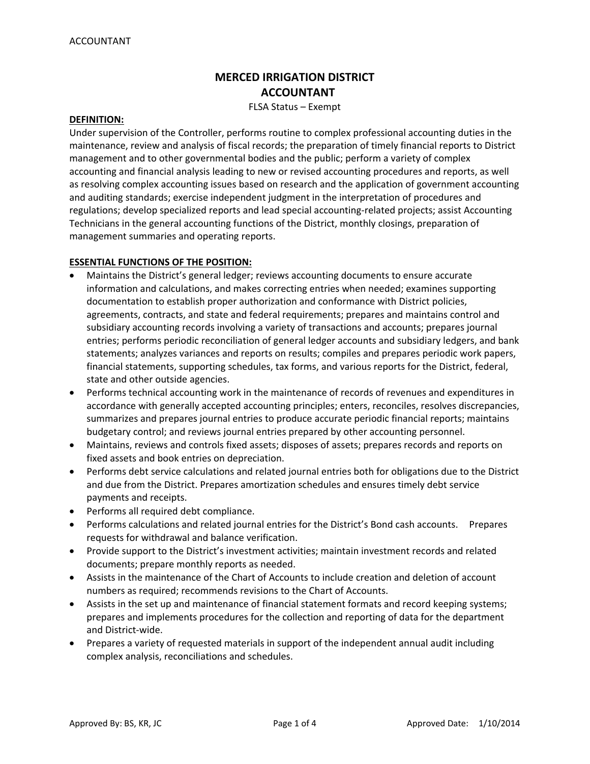# MERCED IRRIGATION DISTRICT
# ACCOUNTANT

FLSA Status – Exempt

**DEFINITION:**

Under supervision of the Controller, performs routine to complex professional accounting duties in the maintenance, review and analysis of fiscal records; the preparation of timely financial reports to District management and to other governmental bodies and the public; perform a variety of complex accounting and financial analysis leading to new or revised accounting procedures and reports, as well as resolving complex accounting issues based on research and the application of government accounting and auditing standards; exercise independent judgment in the interpretation of procedures and regulations; develop specialized reports and lead special accounting-related projects; assist Accounting Technicians in the general accounting functions of the District, monthly closings, preparation of management summaries and operating reports.

**ESSENTIAL FUNCTIONS OF THE POSITION:**

- Maintains the District's general ledger; reviews accounting documents to ensure accurate information and calculations, and makes correcting entries when needed; examines supporting documentation to establish proper authorization and conformance with District policies, agreements, contracts, and state and federal requirements; prepares and maintains control and subsidiary accounting records involving a variety of transactions and accounts; prepares journal entries; performs periodic reconciliation of general ledger accounts and subsidiary ledgers, and bank statements; analyzes variances and reports on results; compiles and prepares periodic work papers, financial statements, supporting schedules, tax forms, and various reports for the District, federal, state and other outside agencies.
- Performs technical accounting work in the maintenance of records of revenues and expenditures in accordance with generally accepted accounting principles; enters, reconciles, resolves discrepancies, summarizes and prepares journal entries to produce accurate periodic financial reports; maintains budgetary control; and reviews journal entries prepared by other accounting personnel.
- Maintains, reviews and controls fixed assets; disposes of assets; prepares records and reports on fixed assets and book entries on depreciation.
- Performs debt service calculations and related journal entries both for obligations due to the District and due from the District. Prepares amortization schedules and ensures timely debt service payments and receipts.
- Performs all required debt compliance.
- Performs calculations and related journal entries for the District's Bond cash accounts. Prepares requests for withdrawal and balance verification.
- Provide support to the District's investment activities; maintain investment records and related documents; prepare monthly reports as needed.
- Assists in the maintenance of the Chart of Accounts to include creation and deletion of account numbers as required; recommends revisions to the Chart of Accounts.
- Assists in the set up and maintenance of financial statement formats and record keeping systems; prepares and implements procedures for the collection and reporting of data for the department and District-wide.
- Prepares a variety of requested materials in support of the independent annual audit including complex analysis, reconciliations and schedules.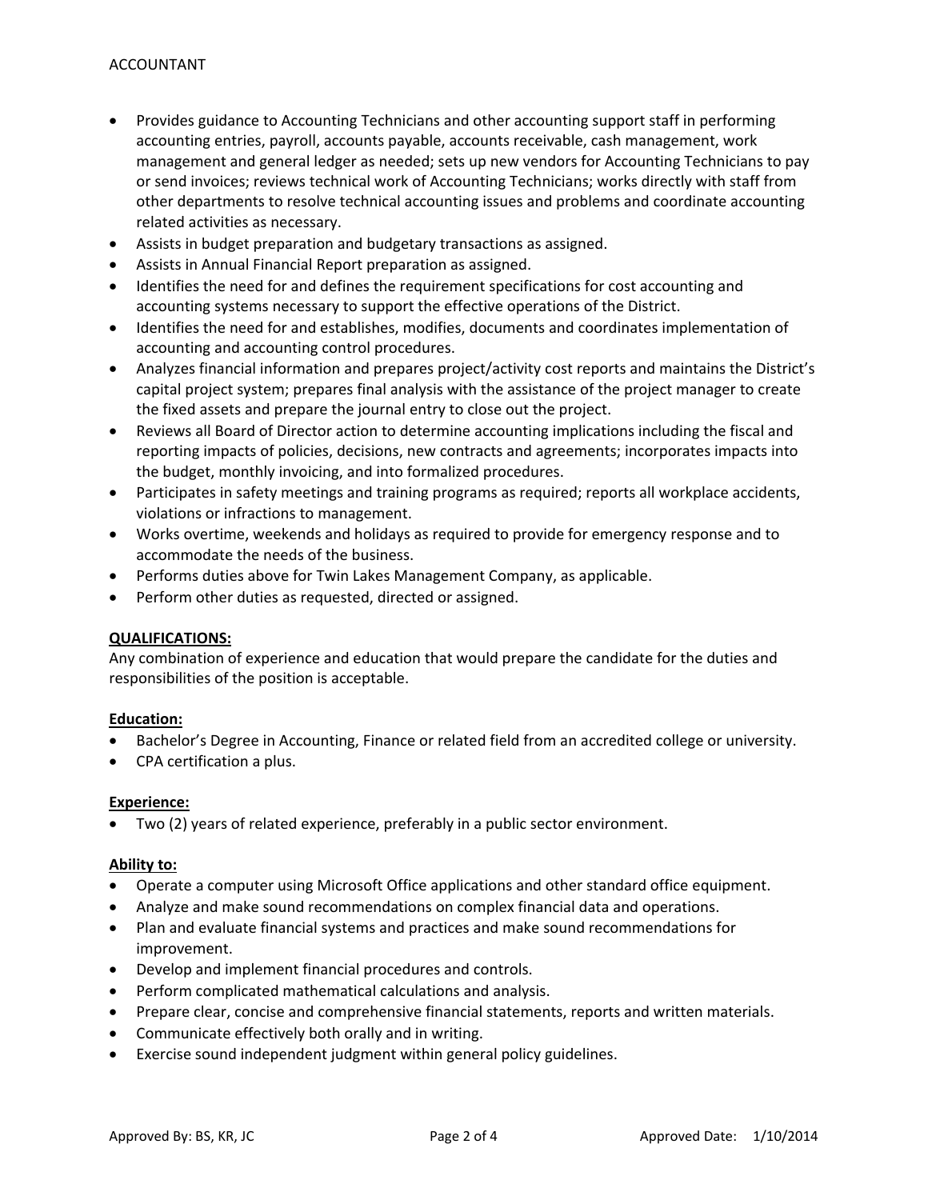- Provides guidance to Accounting Technicians and other accounting support staff in performing accounting entries, payroll, accounts payable, accounts receivable, cash management, work management and general ledger as needed; sets up new vendors for Accounting Technicians to pay or send invoices; reviews technical work of Accounting Technicians; works directly with staff from other departments to resolve technical accounting issues and problems and coordinate accounting related activities as necessary.
- Assists in budget preparation and budgetary transactions as assigned.
- Assists in Annual Financial Report preparation as assigned.
- Identifies the need for and defines the requirement specifications for cost accounting and accounting systems necessary to support the effective operations of the District.
- Identifies the need for and establishes, modifies, documents and coordinates implementation of accounting and accounting control procedures.
- Analyzes financial information and prepares project/activity cost reports and maintains the District's capital project system; prepares final analysis with the assistance of the project manager to create the fixed assets and prepare the journal entry to close out the project.
- Reviews all Board of Director action to determine accounting implications including the fiscal and reporting impacts of policies, decisions, new contracts and agreements; incorporates impacts into the budget, monthly invoicing, and into formalized procedures.
- Participates in safety meetings and training programs as required; reports all workplace accidents, violations or infractions to management.
- Works overtime, weekends and holidays as required to provide for emergency response and to accommodate the needs of the business.
- Performs duties above for Twin Lakes Management Company, as applicable.
- Perform other duties as requested, directed or assigned.

## QUALIFICATIONS:

Any combination of experience and education that would prepare the candidate for the duties and responsibilities of the position is acceptable.

### Education:

- Bachelor's Degree in Accounting, Finance or related field from an accredited college or university.
- CPA certification a plus.

### Experience:

- Two (2) years of related experience, preferably in a public sector environment.

### Ability to:

- Operate a computer using Microsoft Office applications and other standard office equipment.
- Analyze and make sound recommendations on complex financial data and operations.
- Plan and evaluate financial systems and practices and make sound recommendations for improvement.
- Develop and implement financial procedures and controls.
- Perform complicated mathematical calculations and analysis.
- Prepare clear, concise and comprehensive financial statements, reports and written materials.
- Communicate effectively both orally and in writing.
- Exercise sound independent judgment within general policy guidelines.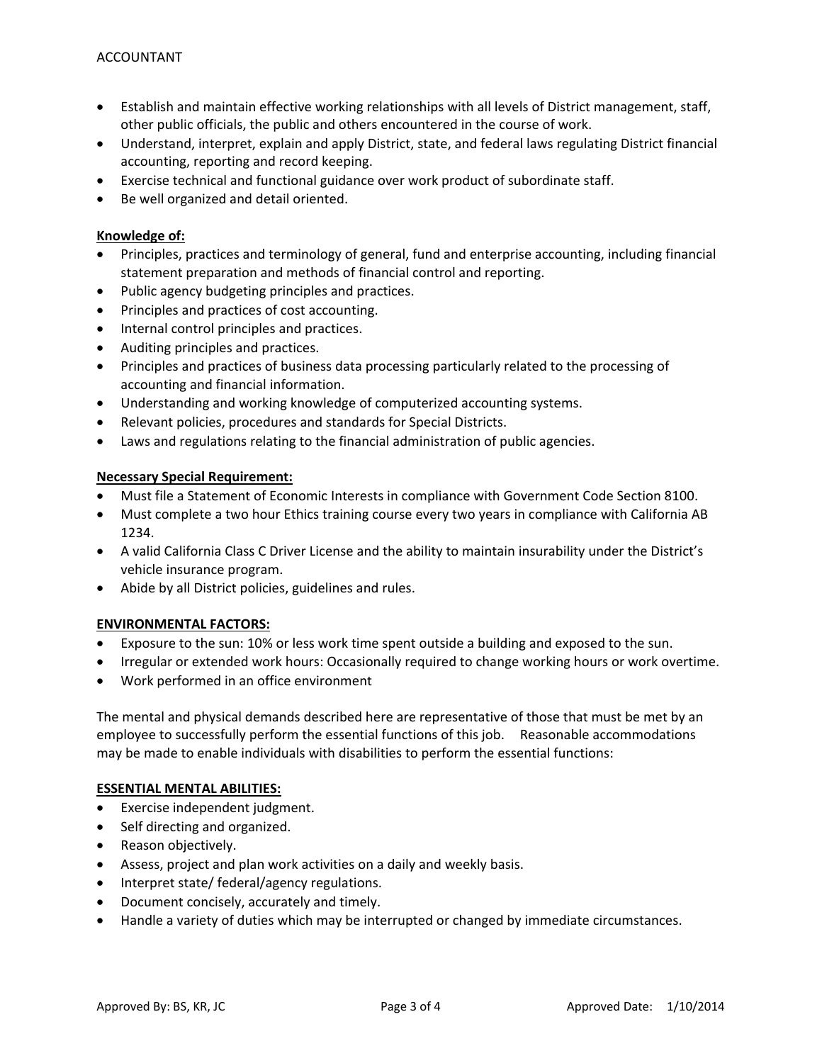- Establish and maintain effective working relationships with all levels of District management, staff, other public officials, the public and others encountered in the course of work.
- Understand, interpret, explain and apply District, state, and federal laws regulating District financial accounting, reporting and record keeping.
- Exercise technical and functional guidance over work product of subordinate staff.
- Be well organized and detail oriented.

**Knowledge of:**

- Principles, practices and terminology of general, fund and enterprise accounting, including financial statement preparation and methods of financial control and reporting.
- Public agency budgeting principles and practices.
- Principles and practices of cost accounting.
- Internal control principles and practices.
- Auditing principles and practices.
- Principles and practices of business data processing particularly related to the processing of accounting and financial information.
- Understanding and working knowledge of computerized accounting systems.
- Relevant policies, procedures and standards for Special Districts.
- Laws and regulations relating to the financial administration of public agencies.

**Necessary Special Requirement:**

- Must file a Statement of Economic Interests in compliance with Government Code Section 8100.
- Must complete a two hour Ethics training course every two years in compliance with California AB 1234.
- A valid California Class C Driver License and the ability to maintain insurability under the District's vehicle insurance program.
- Abide by all District policies, guidelines and rules.

**ENVIRONMENTAL FACTORS:**

- Exposure to the sun: 10% or less work time spent outside a building and exposed to the sun.
- Irregular or extended work hours: Occasionally required to change working hours or work overtime.
- Work performed in an office environment

The mental and physical demands described here are representative of those that must be met by an employee to successfully perform the essential functions of this job. Reasonable accommodations may be made to enable individuals with disabilities to perform the essential functions:

**ESSENTIAL MENTAL ABILITIES:**

- Exercise independent judgment.
- Self directing and organized.
- Reason objectively.
- Assess, project and plan work activities on a daily and weekly basis.
- Interpret state/ federal/agency regulations.
- Document concisely, accurately and timely.
- Handle a variety of duties which may be interrupted or changed by immediate circumstances.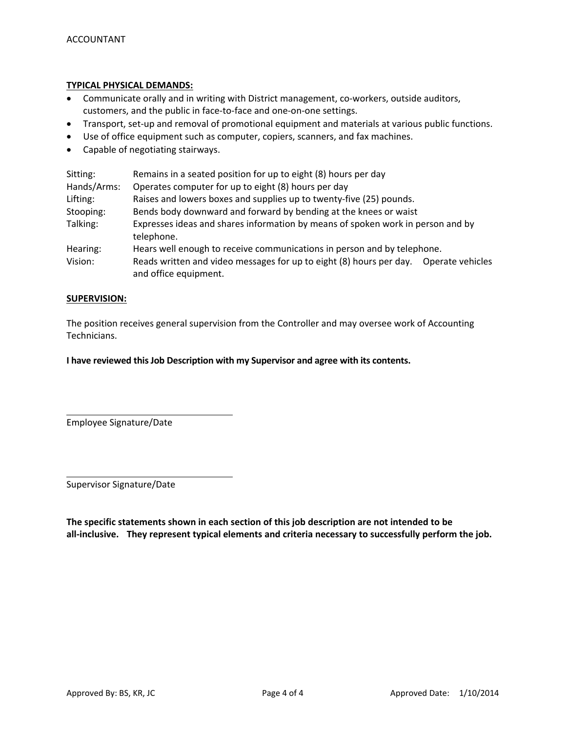## TYPICAL PHYSICAL DEMANDS:

- Communicate orally and in writing with District management, co-workers, outside auditors, customers, and the public in face-to-face and one-on-one settings.
- Transport, set-up and removal of promotional equipment and materials at various public functions.
- Use of office equipment such as computer, copiers, scanners, and fax machines.
- Capable of negotiating stairways.

| | |
|---|---|
| Sitting: | Remains in a seated position for up to eight (8) hours per day |
| Hands/Arms: | Operates computer for up to eight (8) hours per day |
| Lifting: | Raises and lowers boxes and supplies up to twenty-five (25) pounds. |
| Stooping: | Bends body downward and forward by bending at the knees or waist |
| Talking: | Expresses ideas and shares information by means of spoken work in person and by telephone. |
| Hearing: | Hears well enough to receive communications in person and by telephone. |
| Vision: | Reads written and video messages for up to eight (8) hours per day. Operate vehicles and office equipment. |

## SUPERVISION:

The position receives general supervision from the Controller and may oversee work of Accounting Technicians.

**I have reviewed this Job Description with my Supervisor and agree with its contents.**

\_\_\_\_\_\_\_\_\_\_\_\_\_\_\_\_\_\_\_\_\_\_\_\_\_\_\_\_\_\_\_\_

Employee Signature/Date

\_\_\_\_\_\_\_\_\_\_\_\_\_\_\_\_\_\_\_\_\_\_\_\_\_\_\_\_\_\_\_\_

Supervisor Signature/Date

**The specific statements shown in each section of this job description are not intended to be all-inclusive. They represent typical elements and criteria necessary to successfully perform the job.**